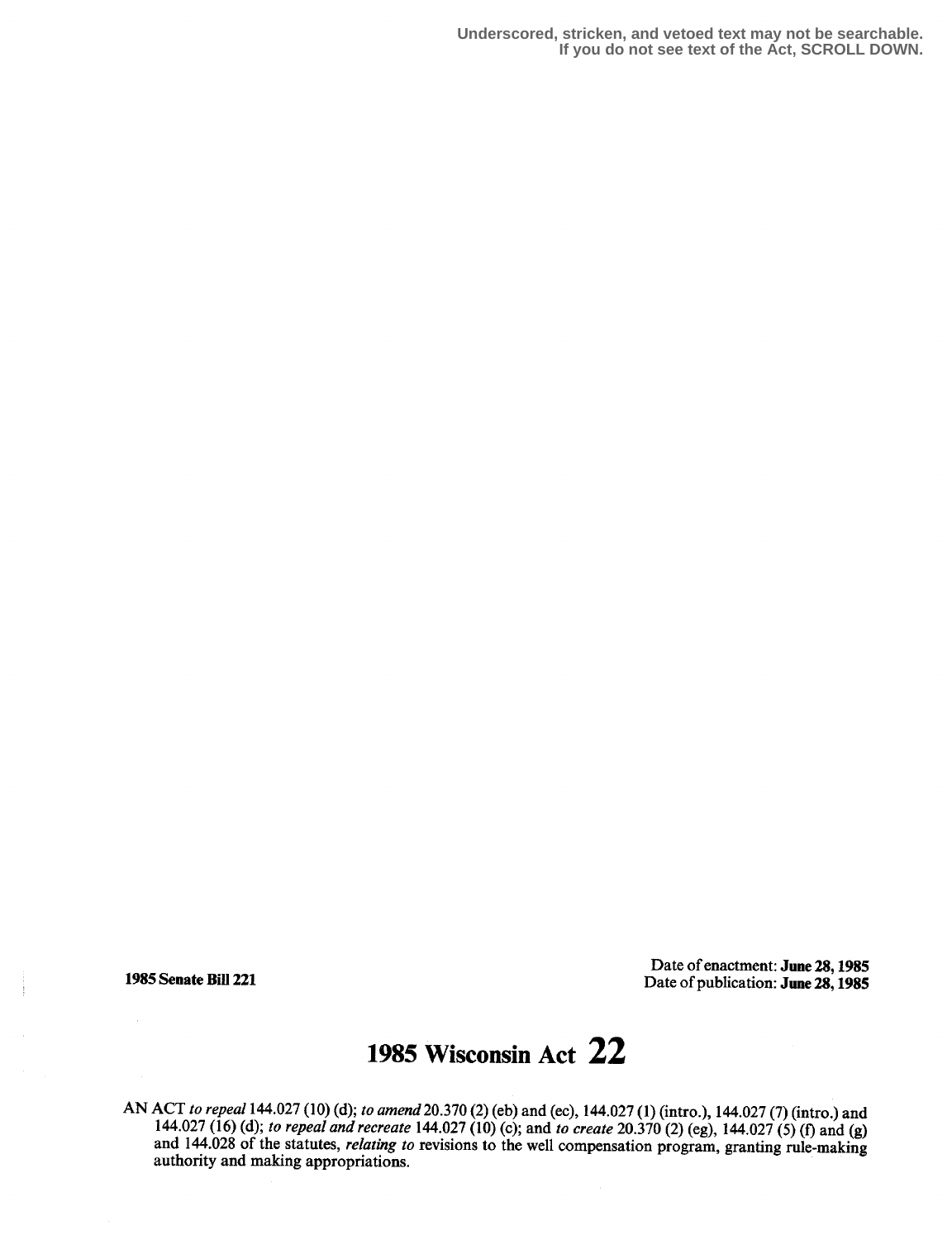Underscored, stricken, and vetoed text may not be searchable.
If you do not see text of the Act, SCROLL DOWN.

**1985 Senate Bill 221**

Date of enactment: **June 28, 1985**
Date of publication: **June 28, 1985**

# 1985 Wisconsin Act 22

AN ACT *to repeal* 144.027 (10) (d); *to amend* 20.370 (2) (eb) and (ec), 144.027 (1) (intro.), 144.027 (7) (intro.) and 144.027 (16) (d); *to repeal and recreate* 144.027 (10) (c); and *to create* 20.370 (2) (eg), 144.027 (5) (f) and (g) and 144.028 of the statutes, *relating to* revisions to the well compensation program, granting rule-making authority and making appropriations.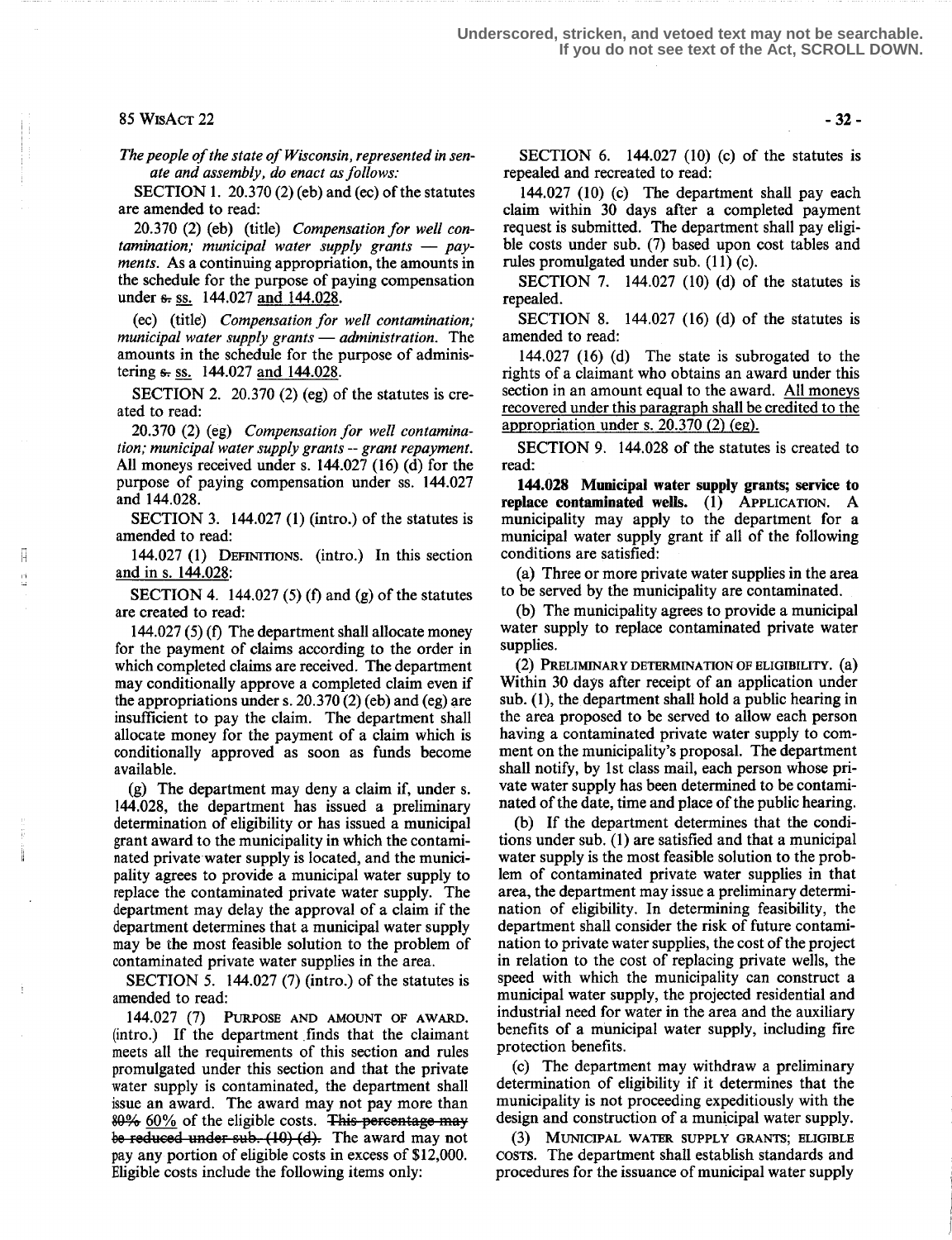*The people of the state of Wisconsin, represented in senate and assembly, do enact as follows:*

SECTION 1. 20.370 (2) (eb) and (ec) of the statutes are amended to read:

20.370 (2) (eb) (title) *Compensation for well contamination; municipal water supply grants — payments.* As a continuing appropriation, the amounts in the schedule for the purpose of paying compensation under ~~s.~~ ss. 144.027 and 144.028.

(ec) (title) *Compensation for well contamination; municipal water supply grants — administration.* The amounts in the schedule for the purpose of administering ~~s.~~ ss. 144.027 and 144.028.

SECTION 2. 20.370 (2) (eg) of the statutes is created to read:

20.370 (2) (eg) *Compensation for well contamination; municipal water supply grants -- grant repayment.* All moneys received under s. 144.027 (16) (d) for the purpose of paying compensation under ss. 144.027 and 144.028.

SECTION 3. 144.027 (1) (intro.) of the statutes is amended to read:

144.027 (1) DEFINITIONS. (intro.) In this section and in s. 144.028:

SECTION 4. 144.027 (5) (f) and (g) of the statutes are created to read:

144.027 (5) (f) The department shall allocate money for the payment of claims according to the order in which completed claims are received. The department may conditionally approve a completed claim even if the appropriations under s. 20.370 (2) (eb) and (eg) are insufficient to pay the claim. The department shall allocate money for the payment of a claim which is conditionally approved as soon as funds become available.

(g) The department may deny a claim if, under s. 144.028, the department has issued a preliminary determination of eligibility or has issued a municipal grant award to the municipality in which the contaminated private water supply is located, and the municipality agrees to provide a municipal water supply to replace the contaminated private water supply. The department may delay the approval of a claim if the department determines that a municipal water supply may be the most feasible solution to the problem of contaminated private water supplies in the area.

SECTION 5. 144.027 (7) (intro.) of the statutes is amended to read:

144.027 (7) PURPOSE AND AMOUNT OF AWARD. (intro.) If the department finds that the claimant meets all the requirements of this section and rules promulgated under this section and that the private water supply is contaminated, the department shall issue an award. The award may not pay more than ~~80%~~ 60% of the eligible costs. ~~This percentage may be reduced under sub. (10) (d).~~ The award may not pay any portion of eligible costs in excess of $12,000. Eligible costs include the following items only:

SECTION 6. 144.027 (10) (c) of the statutes is repealed and recreated to read:

144.027 (10) (c) The department shall pay each claim within 30 days after a completed payment request is submitted. The department shall pay eligible costs under sub. (7) based upon cost tables and rules promulgated under sub. (11) (c).

SECTION 7. 144.027 (10) (d) of the statutes is repealed.

SECTION 8. 144.027 (16) (d) of the statutes is amended to read:

144.027 (16) (d) The state is subrogated to the rights of a claimant who obtains an award under this section in an amount equal to the award. All moneys recovered under this paragraph shall be credited to the appropriation under s. 20.370 (2) (eg).

SECTION 9. 144.028 of the statutes is created to read:

**144.028 Municipal water supply grants; service to replace contaminated wells.** (1) APPLICATION. A municipality may apply to the department for a municipal water supply grant if all of the following conditions are satisfied:

(a) Three or more private water supplies in the area to be served by the municipality are contaminated.

(b) The municipality agrees to provide a municipal water supply to replace contaminated private water supplies.

(2) PRELIMINARY DETERMINATION OF ELIGIBILITY. (a) Within 30 days after receipt of an application under sub. (1), the department shall hold a public hearing in the area proposed to be served to allow each person having a contaminated private water supply to comment on the municipality's proposal. The department shall notify, by 1st class mail, each person whose private water supply has been determined to be contaminated of the date, time and place of the public hearing.

(b) If the department determines that the conditions under sub. (1) are satisfied and that a municipal water supply is the most feasible solution to the problem of contaminated private water supplies in that area, the department may issue a preliminary determination of eligibility. In determining feasibility, the department shall consider the risk of future contamination to private water supplies, the cost of the project in relation to the cost of replacing private wells, the speed with which the municipality can construct a municipal water supply, the projected residential and industrial need for water in the area and the auxiliary benefits of a municipal water supply, including fire protection benefits.

(c) The department may withdraw a preliminary determination of eligibility if it determines that the municipality is not proceeding expeditiously with the design and construction of a municipal water supply.

(3) MUNICIPAL WATER SUPPLY GRANTS; ELIGIBLE COSTS. The department shall establish standards and procedures for the issuance of municipal water supply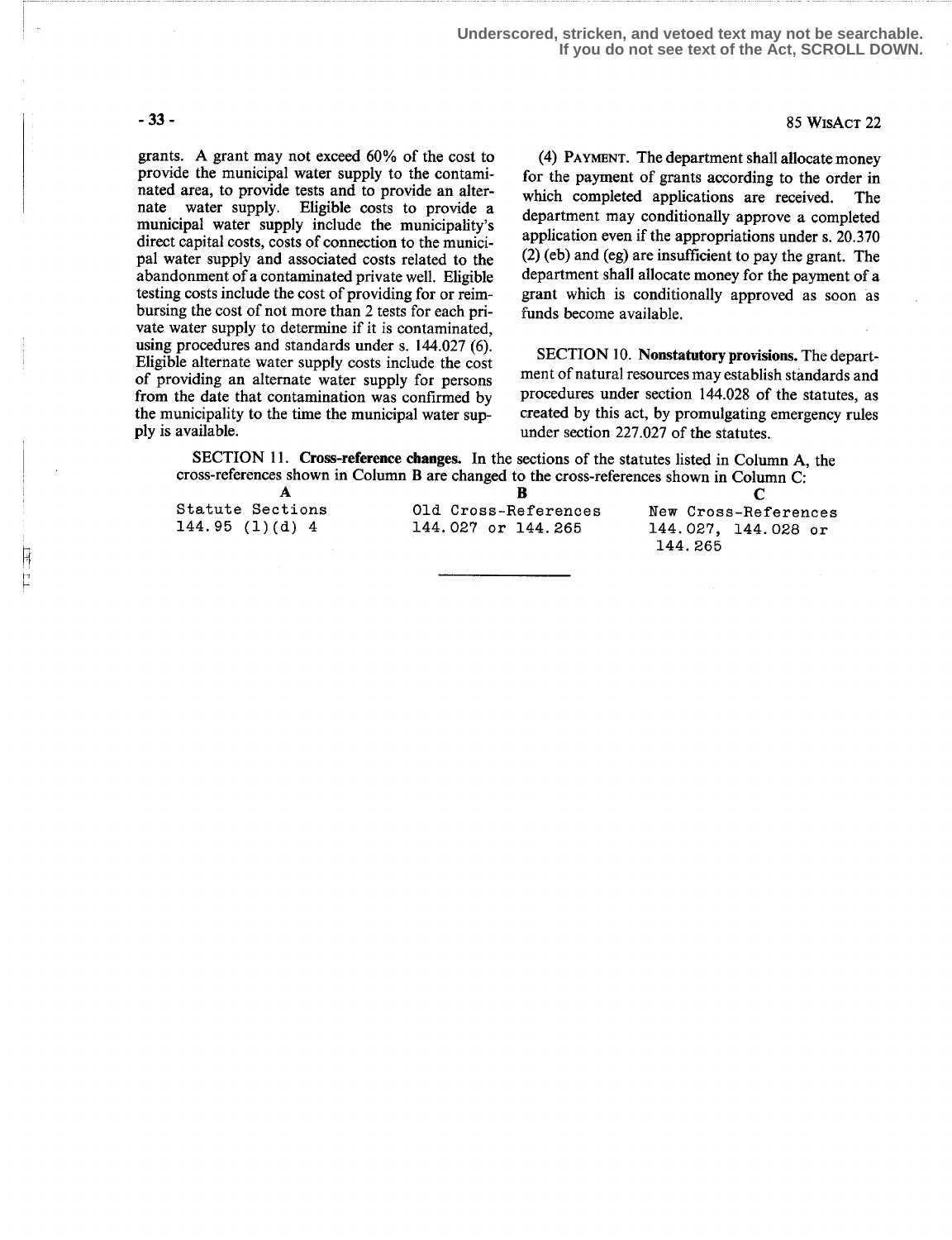grants. A grant may not exceed 60% of the cost to provide the municipal water supply to the contaminated area, to provide tests and to provide an alternate water supply. Eligible costs to provide a municipal water supply include the municipality's direct capital costs, costs of connection to the municipal water supply and associated costs related to the abandonment of a contaminated private well. Eligible testing costs include the cost of providing for or reimbursing the cost of not more than 2 tests for each private water supply to determine if it is contaminated, using procedures and standards under s. 144.027 (6). Eligible alternate water supply costs include the cost of providing an alternate water supply for persons from the date that contamination was confirmed by the municipality to the time the municipal water supply is available.

(4) PAYMENT. The department shall allocate money for the payment of grants according to the order in which completed applications are received. The department may conditionally approve a completed application even if the appropriations under s. 20.370 (2) (eb) and (eg) are insufficient to pay the grant. The department shall allocate money for the payment of a grant which is conditionally approved as soon as funds become available.

SECTION 10. **Nonstatutory provisions.** The department of natural resources may establish standards and procedures under section 144.028 of the statutes, as created by this act, by promulgating emergency rules under section 227.027 of the statutes.

SECTION 11. **Cross-reference changes.** In the sections of the statutes listed in Column A, the cross-references shown in Column B are changed to the cross-references shown in Column C:

| A | B | C |
|---|---|---|
| Statute Sections | Old Cross-References | New Cross-References |
| 144.95 (1)(d) 4 | 144.027 or 144.265 | 144.027, 144.028 or 144.265 |